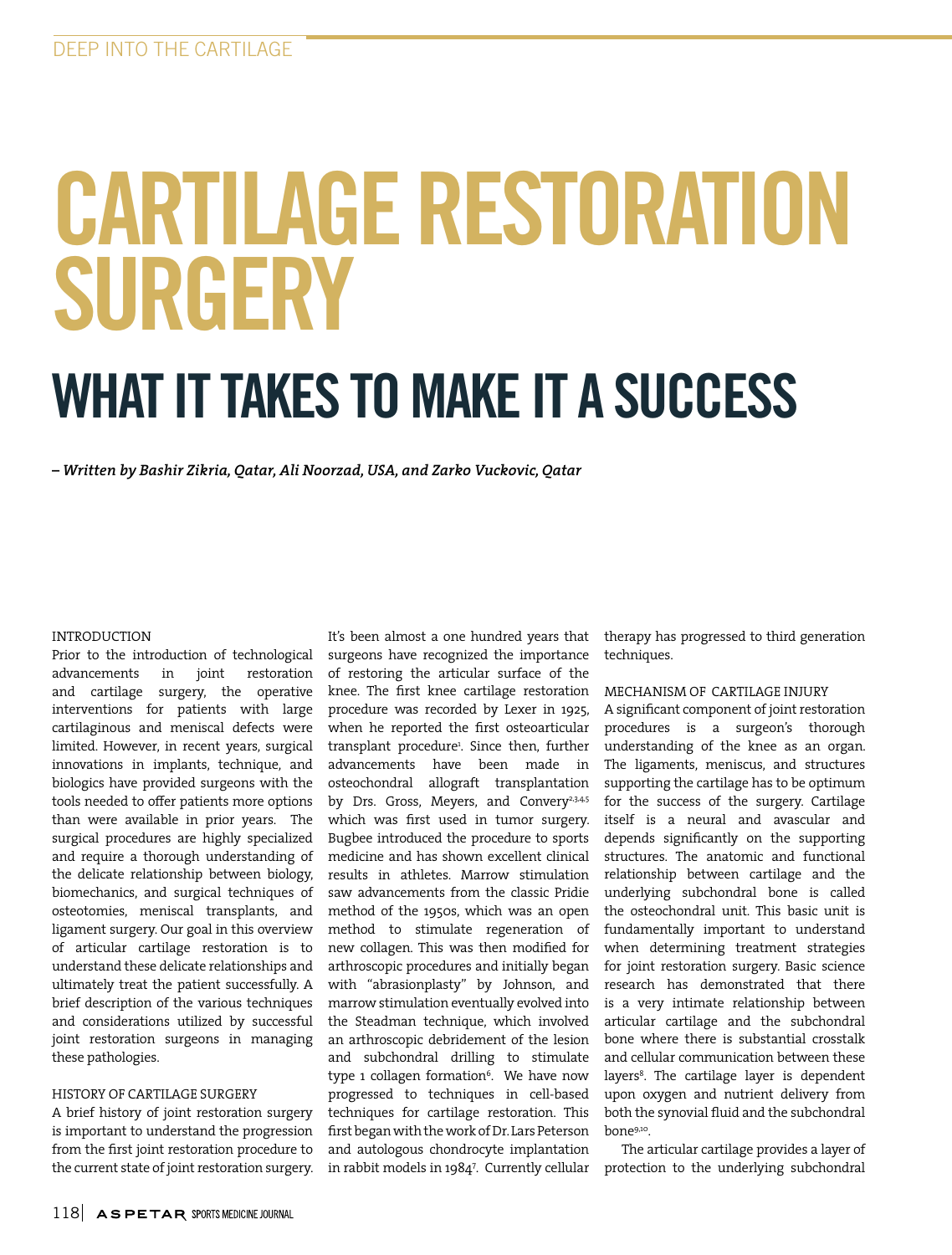# CARTILAGE RESTORATION SURGERY

## WHAT IT TAKES TO MAKE IT A SUCCESS

*– Written by Bashir Zikria, Qatar, Ali Noorzad, USA, and Zarko Vuckovic, Qatar*

### INTRODUCTION

Prior to the introduction of technological advancements in joint restoration and cartilage surgery, the operative interventions for patients with large cartilaginous and meniscal defects were limited. However, in recent years, surgical innovations in implants, technique, and biologics have provided surgeons with the tools needed to offer patients more options than were available in prior years. The surgical procedures are highly specialized and require a thorough understanding of the delicate relationship between biology, biomechanics, and surgical techniques of osteotomies, meniscal transplants, and ligament surgery. Our goal in this overview of articular cartilage restoration is to understand these delicate relationships and ultimately treat the patient successfully. A brief description of the various techniques and considerations utilized by successful joint restoration surgeons in managing these pathologies.

### HISTORY OF CARTILAGE SURGERY

A brief history of joint restoration surgery is important to understand the progression from the first joint restoration procedure to the current state of joint restoration surgery. It's been almost a one hundred years that surgeons have recognized the importance of restoring the articular surface of the knee. The first knee cartilage restoration procedure was recorded by Lexer in 1925, when he reported the first osteoarticular transplant procedure[1]. Since then, further advancements have been made in osteochondral allograft transplantation by Drs. Gross, Meyers, and Convery[2,3,4,5] which was first used in tumor surgery. Bugbee introduced the procedure to sports medicine and has shown excellent clinical results in athletes. Marrow stimulation saw advancements from the classic Pridie method of the 1950s, which was an open method to stimulate regeneration of new collagen. This was then modified for arthroscopic procedures and initially began with "abrasionplasty" by Johnson, and marrow stimulation eventually evolved into the Steadman technique, which involved an arthroscopic debridement of the lesion and subchondral drilling to stimulate type 1 collagen formation[6]. We have now progressed to techniques in cell-based techniques for cartilage restoration. This first began with the work of Dr. Lars Peterson and autologous chondrocyte implantation in rabbit models in 1984[7]. Currently cellular therapy has progressed to third generation techniques.

### MECHANISM OF CARTILAGE INJURY

A significant component of joint restoration procedures is a surgeon's thorough understanding of the knee as an organ. The ligaments, meniscus, and structures supporting the cartilage has to be optimum for the success of the surgery. Cartilage itself is a neural and avascular and depends significantly on the supporting structures. The anatomic and functional relationship between cartilage and the underlying subchondral bone is called the osteochondral unit. This basic unit is fundamentally important to understand when determining treatment strategies for joint restoration surgery. Basic science research has demonstrated that there is a very intimate relationship between articular cartilage and the subchondral bone where there is substantial crosstalk and cellular communication between these layers[8]. The cartilage layer is dependent upon oxygen and nutrient delivery from both the synovial fluid and the subchondral bone[9,10].

The articular cartilage provides a layer of protection to the underlying subchondral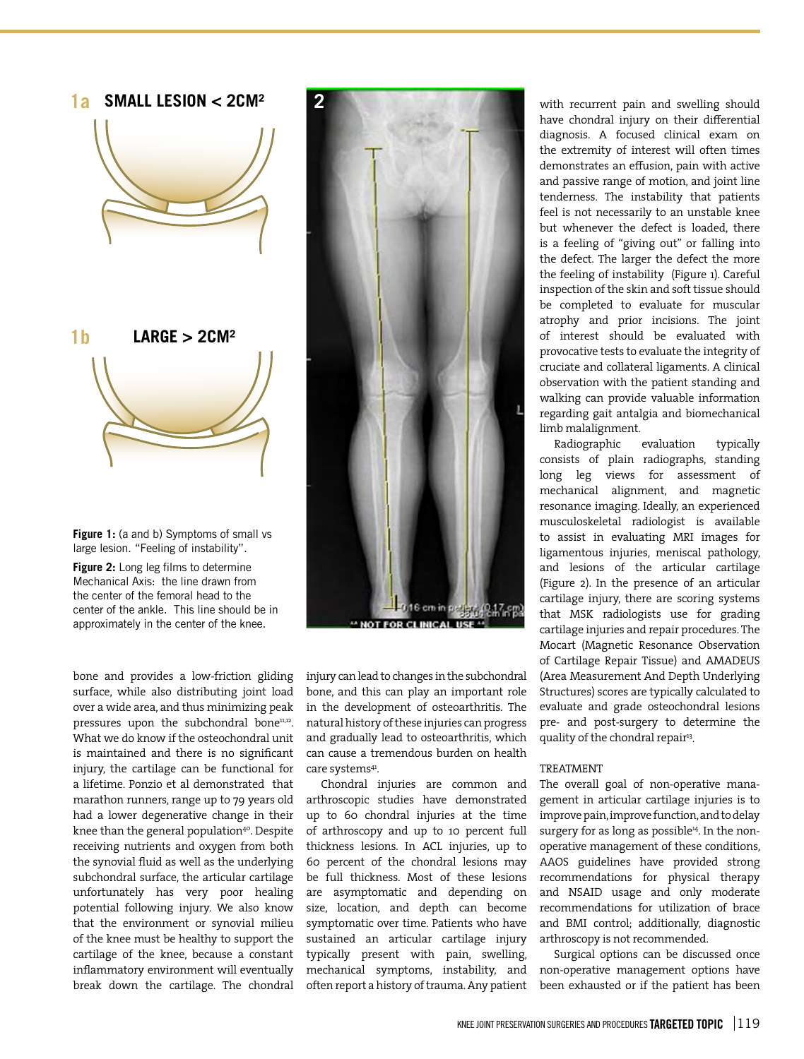**1a SMALL LESION < 2CM²**

**1b LARGE > 2CM²**

**Figure 1:** (a and b) Symptoms of small vs large lesion. "Feeling of instability".

**Figure 2:** Long leg films to determine Mechanical Axis: the line drawn from the center of the femoral head to the center of the ankle. This line should be in approximately in the center of the knee.

bone and provides a low-friction gliding surface, while also distributing joint load over a wide area, and thus minimizing peak pressures upon the subchondral bone[11,12]. What we do know if the osteochondral unit is maintained and there is no significant injury, the cartilage can be functional for a lifetime. Ponzio et al demonstrated that marathon runners, range up to 79 years old had a lower degenerative change in their knee than the general population[40]. Despite receiving nutrients and oxygen from both the synovial fluid as well as the underlying subchondral surface, the articular cartilage unfortunately has very poor healing potential following injury. We also know that the environment or synovial milieu of the knee must be healthy to support the cartilage of the knee, because a constant inflammatory environment will eventually break down the cartilage. The chondral injury can lead to changes in the subchondral bone, and this can play an important role in the development of osteoarthritis. The natural history of these injuries can progress and gradually lead to osteoarthritis, which can cause a tremendous burden on health care systems[41].

Chondral injuries are common and arthroscopic studies have demonstrated up to 60 chondral injuries at the time of arthroscopy and up to 10 percent full thickness lesions. In ACL injuries, up to 60 percent of the chondral lesions may be full thickness. Most of these lesions are asymptomatic and depending on size, location, and depth can become symptomatic over time. Patients who have sustained an articular cartilage injury typically present with pain, swelling, mechanical symptoms, instability, and often report a history of trauma. Any patient with recurrent pain and swelling should have chondral injury on their differential diagnosis. A focused clinical exam on the extremity of interest will often times demonstrates an effusion, pain with active and passive range of motion, and joint line tenderness. The instability that patients feel is not necessarily to an unstable knee but whenever the defect is loaded, there is a feeling of "giving out" or falling into the defect. The larger the defect the more the feeling of instability (Figure 1). Careful inspection of the skin and soft tissue should be completed to evaluate for muscular atrophy and prior incisions. The joint of interest should be evaluated with provocative tests to evaluate the integrity of cruciate and collateral ligaments. A clinical observation with the patient standing and walking can provide valuable information regarding gait antalgia and biomechanical limb malalignment.

Radiographic evaluation typically consists of plain radiographs, standing long leg views for assessment of mechanical alignment, and magnetic resonance imaging. Ideally, an experienced musculoskeletal radiologist is available to assist in evaluating MRI images for ligamentous injuries, meniscal pathology, and lesions of the articular cartilage (Figure 2). In the presence of an articular cartilage injury, there are scoring systems that MSK radiologists use for grading cartilage injuries and repair procedures. The Mocart (Magnetic Resonance Observation of Cartilage Repair Tissue) and AMADEUS (Area Measurement And Depth Underlying Structures) scores are typically calculated to evaluate and grade osteochondral lesions pre- and post-surgery to determine the quality of the chondral repair[13].

## TREATMENT

The overall goal of non-operative management in articular cartilage injuries is to improve pain, improve function, and to delay surgery for as long as possible[14]. In the non-operative management of these conditions, AAOS guidelines have provided strong recommendations for physical therapy and NSAID usage and only moderate recommendations for utilization of brace and BMI control; additionally, diagnostic arthroscopy is not recommended.

Surgical options can be discussed once non-operative management options have been exhausted or if the patient has been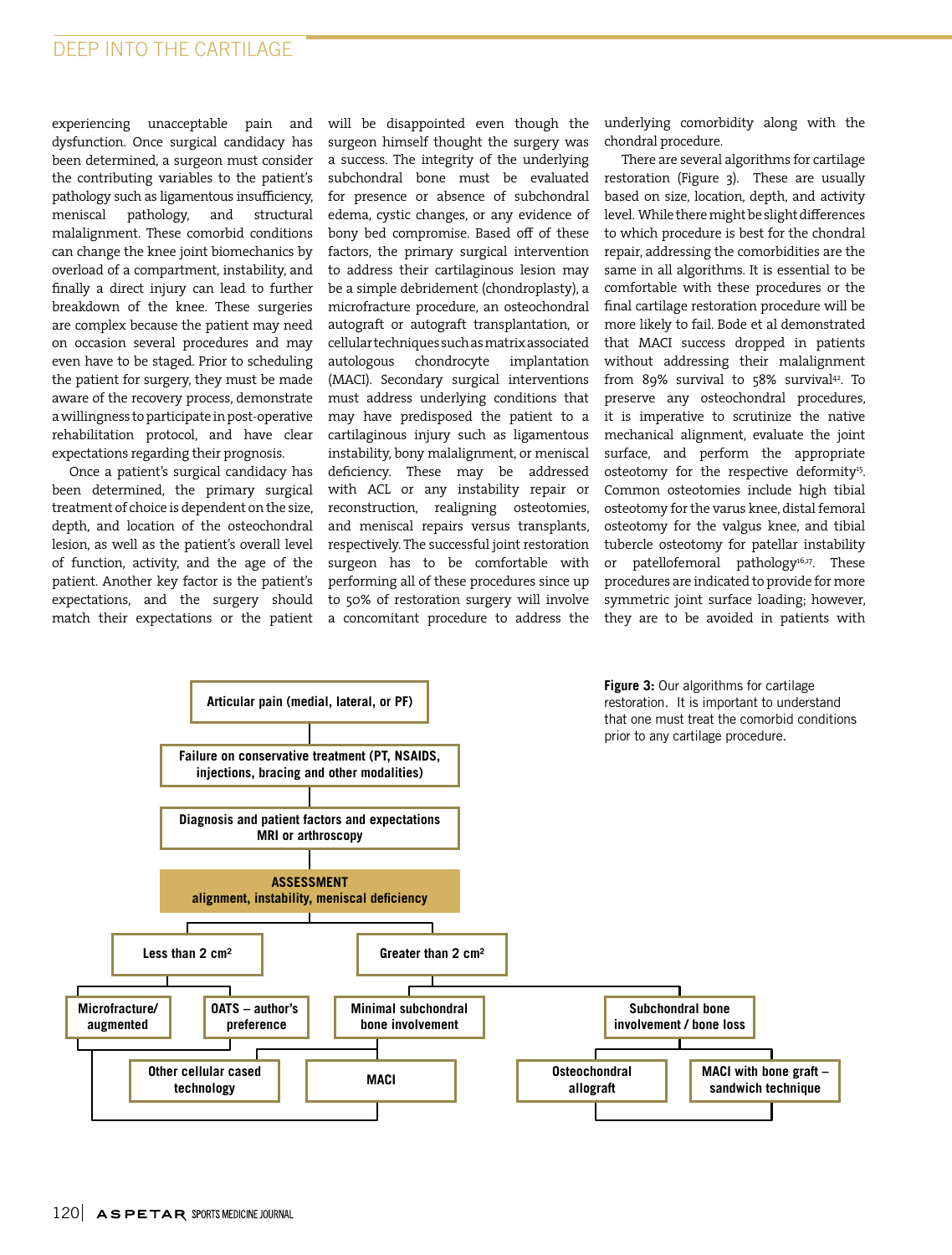experiencing unacceptable pain and dysfunction. Once surgical candidacy has been determined, a surgeon must consider the contributing variables to the patient's pathology such as ligamentous insufficiency, meniscal pathology, and structural malalignment. These comorbid conditions can change the knee joint biomechanics by overload of a compartment, instability, and finally a direct injury can lead to further breakdown of the knee. These surgeries are complex because the patient may need on occasion several procedures and may even have to be staged. Prior to scheduling the patient for surgery, they must be made aware of the recovery process, demonstrate a willingness to participate in post-operative rehabilitation protocol, and have clear expectations regarding their prognosis.

Once a patient's surgical candidacy has been determined, the primary surgical treatment of choice is dependent on the size, depth, and location of the osteochondral lesion, as well as the patient's overall level of function, activity, and the age of the patient. Another key factor is the patient's expectations, and the surgery should match their expectations or the patient will be disappointed even though the surgeon himself thought the surgery was a success. The integrity of the underlying subchondral bone must be evaluated for presence or absence of subchondral edema, cystic changes, or any evidence of bony bed compromise. Based off of these factors, the primary surgical intervention to address their cartilaginous lesion may be a simple debridement (chondroplasty), a microfracture procedure, an osteochondral autograft or autograft transplantation, or cellular techniques such as matrix associated autologous chondrocyte implantation (MACI). Secondary surgical interventions must address underlying conditions that may have predisposed the patient to a cartilaginous injury such as ligamentous instability, bony malalignment, or meniscal deficiency. These may be addressed with ACL or any instability repair or reconstruction, realigning osteotomies, and meniscal repairs versus transplants, respectively. The successful joint restoration surgeon has to be comfortable with performing all of these procedures since up to 50% of restoration surgery will involve a concomitant procedure to address the underlying comorbidity along with the chondral procedure.

There are several algorithms for cartilage restoration (Figure 3). These are usually based on size, location, depth, and activity level. While there might be slight differences to which procedure is best for the chondral repair, addressing the comorbidities are the same in all algorithms. It is essential to be comfortable with these procedures or the final cartilage restoration procedure will be more likely to fail. Bode et al demonstrated that MACI success dropped in patients without addressing their malalignment from 89% survival to 58% survival[42]. To preserve any osteochondral procedures, it is imperative to scrutinize the native mechanical alignment, evaluate the joint surface, and perform the appropriate osteotomy for the respective deformity[15]. Common osteotomies include high tibial osteotomy for the varus knee, distal femoral osteotomy for the valgus knee, and tibial tubercle osteotomy for patellar instability or patellofemoral pathology[16,17]. These procedures are indicated to provide for more symmetric joint surface loading; however, they are to be avoided in patients with

Articular pain (medial, lateral, or PF)
→ Failure on conservative treatment (PT, NSAIDS, injections, bracing and other modalities)
→ Diagnosis and patient factors and expectations MRI or arthroscopy
→ ASSESSMENT alignment, instability, meniscal deficiency
- Less than 2 cm²
  - Microfracture/ augmented
  - OATS – author's preference
  - → Other cellular cased technology / MACI
- Greater than 2 cm²
  - Minimal subchondral bone involvement → MACI / Other cellular cased technology
  - Subchondral bone involvement / bone loss
    - Osteochondral allograft
    - MACI with bone graft – sandwich technique

**Figure 3:** Our algorithms for cartilage restoration. It is important to understand that one must treat the comorbid conditions prior to any cartilage procedure.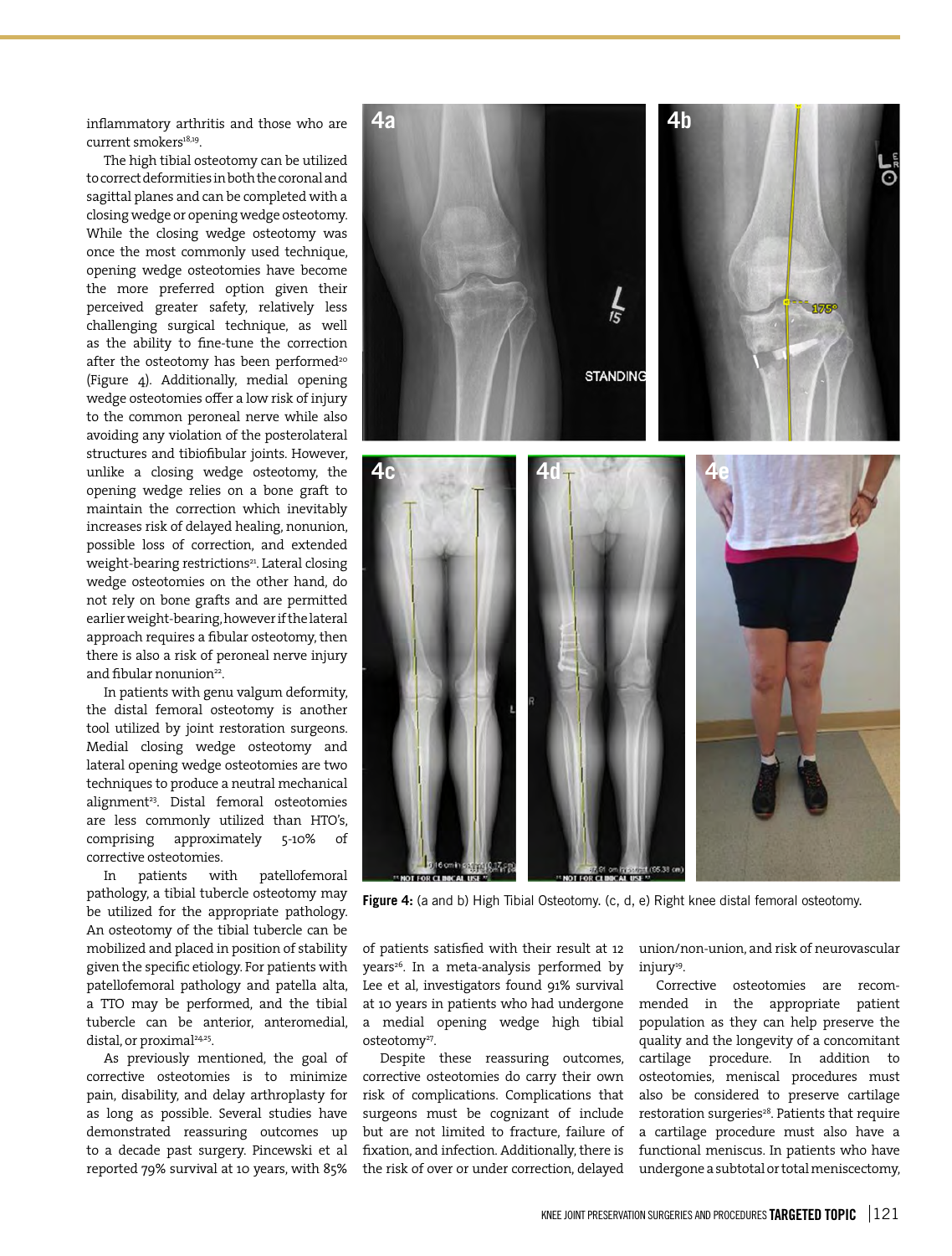inflammatory arthritis and those who are current smokers[18,19].

The high tibial osteotomy can be utilized to correct deformities in both the coronal and sagittal planes and can be completed with a closing wedge or opening wedge osteotomy. While the closing wedge osteotomy was once the most commonly used technique, opening wedge osteotomies have become the more preferred option given their perceived greater safety, relatively less challenging surgical technique, as well as the ability to fine-tune the correction after the osteotomy has been performed[20] (Figure 4). Additionally, medial opening wedge osteotomies offer a low risk of injury to the common peroneal nerve while also avoiding any violation of the posterolateral structures and tibiofibular joints. However, unlike a closing wedge osteotomy, the opening wedge relies on a bone graft to maintain the correction which inevitably increases risk of delayed healing, nonunion, possible loss of correction, and extended weight-bearing restrictions[21]. Lateral closing wedge osteotomies on the other hand, do not rely on bone grafts and are permitted earlier weight-bearing, however if the lateral approach requires a fibular osteotomy, then there is also a risk of peroneal nerve injury and fibular nonunion[22].

In patients with genu valgum deformity, the distal femoral osteotomy is another tool utilized by joint restoration surgeons. Medial closing wedge osteotomy and lateral opening wedge osteotomies are two techniques to produce a neutral mechanical alignment[23]. Distal femoral osteotomies are less commonly utilized than HTO's, comprising approximately 5-10% of corrective osteotomies.

In patients with patellofemoral pathology, a tibial tubercle osteotomy may be utilized for the appropriate pathology. An osteotomy of the tibial tubercle can be mobilized and placed in position of stability given the specific etiology. For patients with patellofemoral pathology and patella alta, a TTO may be performed, and the tibial tubercle can be anterior, anteromedial, distal, or proximal[24,25].

As previously mentioned, the goal of corrective osteotomies is to minimize pain, disability, and delay arthroplasty for as long as possible. Several studies have demonstrated reassuring outcomes up to a decade past surgery. Pincewski et al reported 79% survival at 10 years, with 85% of patients satisfied with their result at 12 years[26]. In a meta-analysis performed by Lee et al, investigators found 91% survival at 10 years in patients who had undergone a medial opening wedge high tibial osteotomy[27].

Despite these reassuring outcomes, corrective osteotomies do carry their own risk of complications. Complications that surgeons must be cognizant of include but are not limited to fracture, failure of fixation, and infection. Additionally, there is the risk of over or under correction, delayed union/non-union, and risk of neurovascular injury[19].

Corrective osteotomies are recommended in the appropriate patient population as they can help preserve the quality and the longevity of a concomitant cartilage procedure. In addition to osteotomies, meniscal procedures must also be considered to preserve cartilage restoration surgeries[28]. Patients that require a cartilage procedure must also have a functional meniscus. In patients who have undergone a subtotal or total meniscectomy,

**Figure 4:** (a and b) High Tibial Osteotomy. (c, d, e) Right knee distal femoral osteotomy.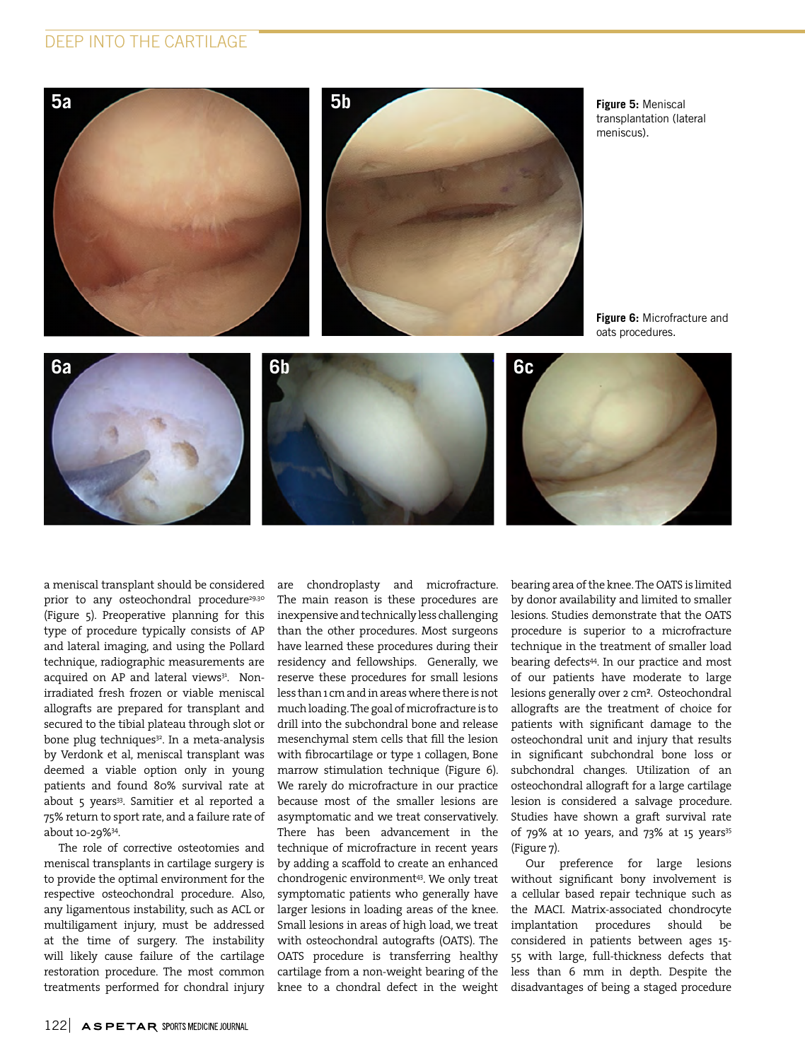Figure 5: Meniscal transplantation (lateral meniscus).

Figure 6: Microfracture and oats procedures.

a meniscal transplant should be considered prior to any osteochondral procedure[29,30] (Figure 5). Preoperative planning for this type of procedure typically consists of AP and lateral imaging, and using the Pollard technique, radiographic measurements are acquired on AP and lateral views[31]. Non-irradiated fresh frozen or viable meniscal allografts are prepared for transplant and secured to the tibial plateau through slot or bone plug techniques[32]. In a meta-analysis by Verdonk et al, meniscal transplant was deemed a viable option only in young patients and found 80% survival rate at about 5 years[33]. Samitier et al reported a 75% return to sport rate, and a failure rate of about 10-29%[34].

The role of corrective osteotomies and meniscal transplants in cartilage surgery is to provide the optimal environment for the respective osteochondral procedure. Also, any ligamentous instability, such as ACL or multiligament injury, must be addressed at the time of surgery. The instability will likely cause failure of the cartilage restoration procedure. The most common treatments performed for chondral injury are chondroplasty and microfracture. The main reason is these procedures are inexpensive and technically less challenging than the other procedures. Most surgeons have learned these procedures during their residency and fellowships. Generally, we reserve these procedures for small lesions less than 1 cm and in areas where there is not much loading. The goal of microfracture is to drill into the subchondral bone and release mesenchymal stem cells that fill the lesion with fibrocartilage or type 1 collagen, Bone marrow stimulation technique (Figure 6). We rarely do microfracture in our practice because most of the smaller lesions are asymptomatic and we treat conservatively. There has been advancement in the technique of microfracture in recent years by adding a scaffold to create an enhanced chondrogenic environment[43]. We only treat symptomatic patients who generally have larger lesions in loading areas of the knee. Small lesions in areas of high load, we treat with osteochondral autografts (OATS). The OATS procedure is transferring healthy cartilage from a non-weight bearing of the knee to a chondral defect in the weight bearing area of the knee. The OATS is limited by donor availability and limited to smaller lesions. Studies demonstrate that the OATS procedure is superior to a microfracture technique in the treatment of smaller load bearing defects[44]. In our practice and most of our patients have moderate to large lesions generally over 2 cm². Osteochondral allografts are the treatment of choice for patients with significant damage to the osteochondral unit and injury that results in significant subchondral bone loss or subchondral changes. Utilization of an osteochondral allograft for a large cartilage lesion is considered a salvage procedure. Studies have shown a graft survival rate of 79% at 10 years, and 73% at 15 years[35] (Figure 7).

Our preference for large lesions without significant bony involvement is a cellular based repair technique such as the MACI. Matrix-associated chondrocyte implantation procedures should be considered in patients between ages 15-55 with large, full-thickness defects that less than 6 mm in depth. Despite the disadvantages of being a staged procedure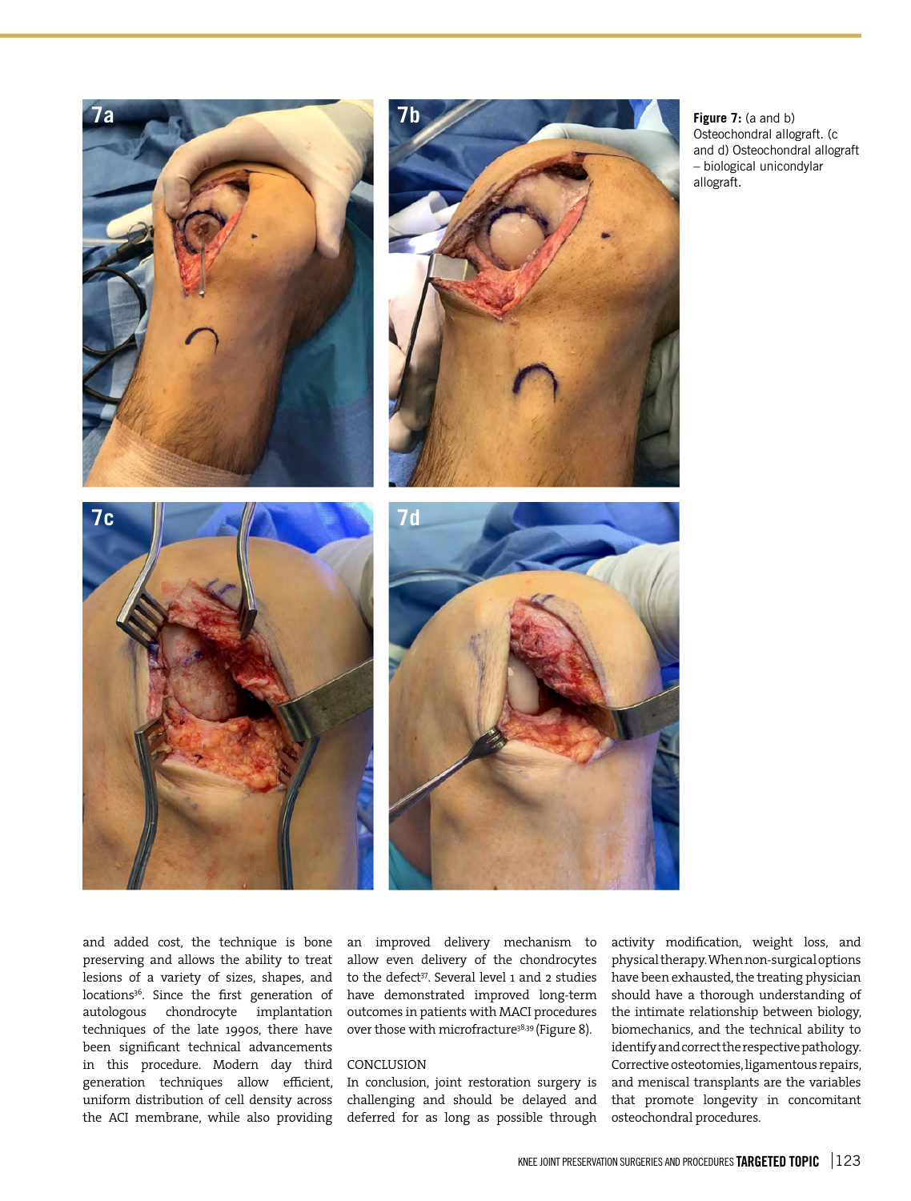**Figure 7:** (a and b) Osteochondral allograft. (c and d) Osteochondral allograft – biological unicondylar allograft.

and added cost, the technique is bone preserving and allows the ability to treat lesions of a variety of sizes, shapes, and locations[36]. Since the first generation of autologous chondrocyte implantation techniques of the late 1990s, there have been significant technical advancements in this procedure. Modern day third generation techniques allow efficient, uniform distribution of cell density across the ACI membrane, while also providing an improved delivery mechanism to allow even delivery of the chondrocytes to the defect[37]. Several level 1 and 2 studies have demonstrated improved long-term outcomes in patients with MACI procedures over those with microfracture[38,39] (Figure 8).

## CONCLUSION

In conclusion, joint restoration surgery is challenging and should be delayed and deferred for as long as possible through activity modification, weight loss, and physical therapy. When non-surgical options have been exhausted, the treating physician should have a thorough understanding of the intimate relationship between biology, biomechanics, and the technical ability to identify and correct the respective pathology. Corrective osteotomies, ligamentous repairs, and meniscal transplants are the variables that promote longevity in concomitant osteochondral procedures.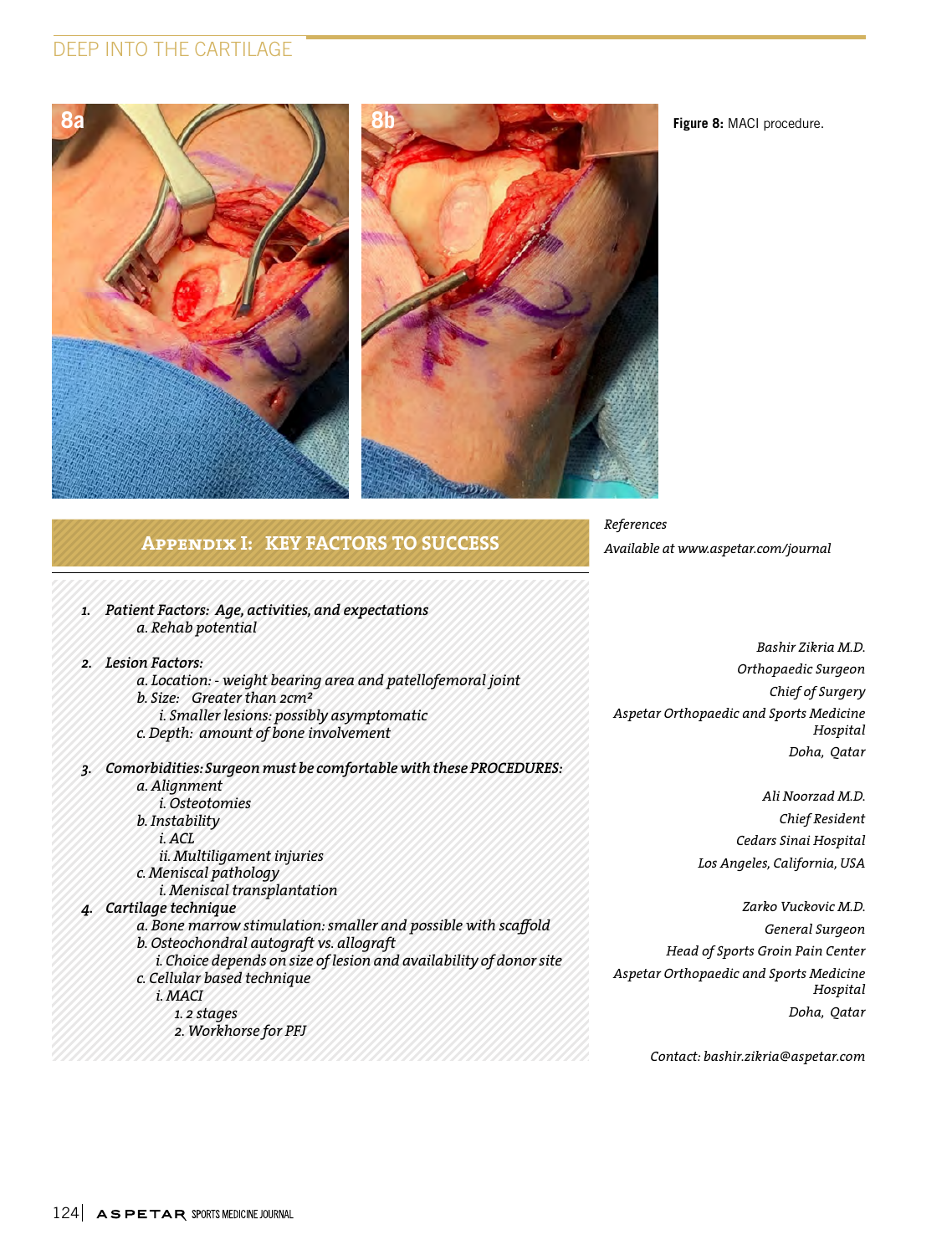Figure 8: MACI procedure.

## Appendix I: KEY FACTORS TO SUCCESS

1. *Patient Factors: Age, activities, and expectations*
   - *a. Rehab potential*
2. *Lesion Factors:*
   - *a. Location: - weight bearing area and patellofemoral joint*
   - *b. Size: Greater than 2cm²*
     - *i. Smaller lesions: possibly asymptomatic*
   - *c. Depth: amount of bone involvement*
3. *Comorbidities: Surgeon must be comfortable with these PROCEDURES:*
   - *a. Alignment*
     - *i. Osteotomies*
   - *b. Instability*
     - *i. ACL*
     - *ii. Multiligament injuries*
   - *c. Meniscal pathology*
     - *i. Meniscal transplantation*
4. *Cartilage technique*
   - *a. Bone marrow stimulation: smaller and possible with scaffold*
   - *b. Osteochondral autograft vs. allograft*
     - *i. Choice depends on size of lesion and availability of donor site*
   - *c. Cellular based technique*
     - *i. MACI*
       - *1. 2 stages*
       - *2. Workhorse for PFJ*

*References*

*Available at www.aspetar.com/journal*

*Bashir Zikria M.D.*
*Orthopaedic Surgeon*
*Chief of Surgery*
*Aspetar Orthopaedic and Sports Medicine Hospital*
*Doha, Qatar*

*Ali Noorzad M.D.*
*Chief Resident*
*Cedars Sinai Hospital*
*Los Angeles, California, USA*

*Zarko Vuckovic M.D.*
*General Surgeon*
*Head of Sports Groin Pain Center*
*Aspetar Orthopaedic and Sports Medicine Hospital*
*Doha, Qatar*

*Contact: bashir.zikria@aspetar.com*